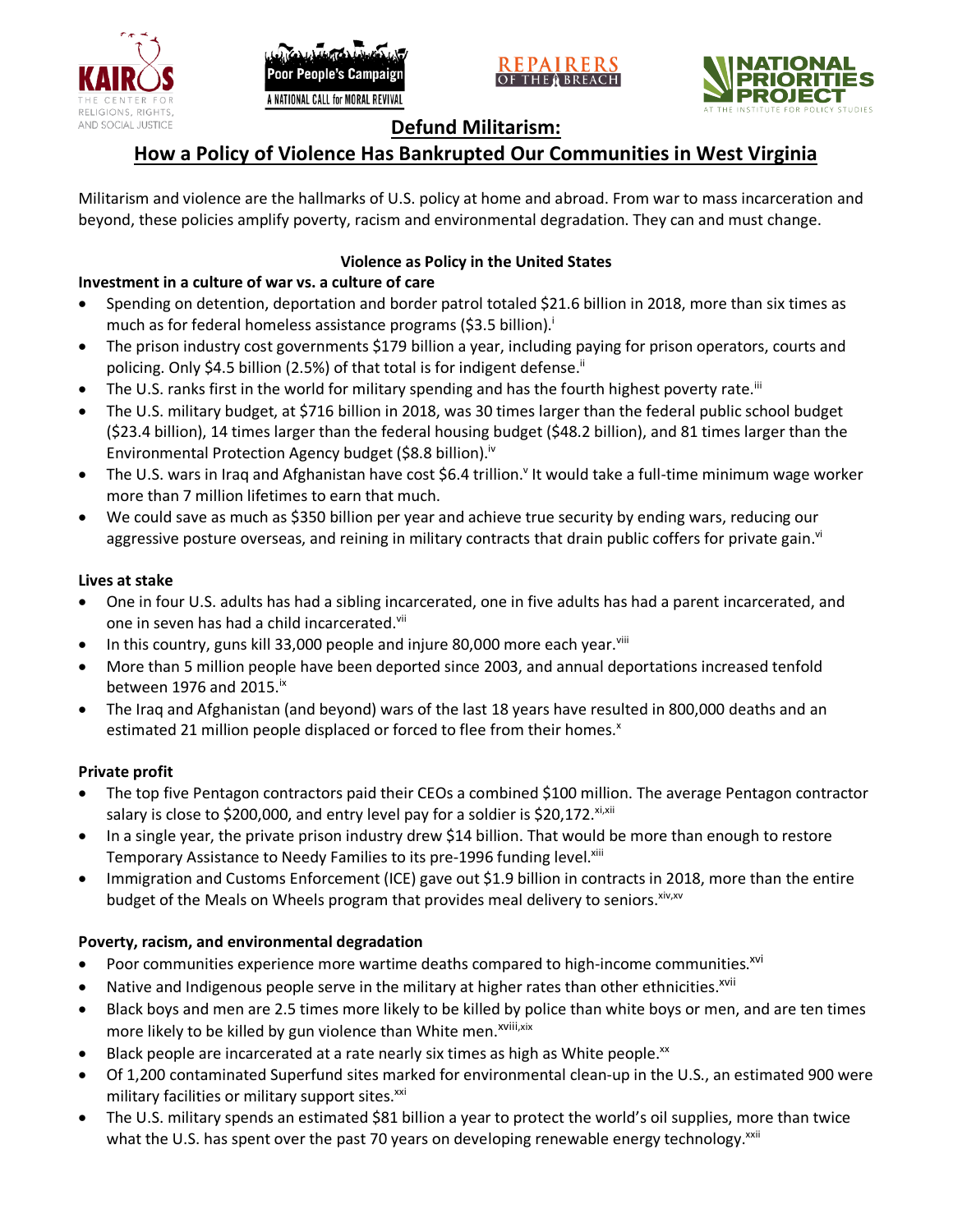# Defund Militarism:

## How a Policy of Violence Has Bankrupted Our Communities in West Virginia

Militarism and violence are the hallmarks of U.S. policy at home and abroad. From war to mass incarceration and beyond, these policies amplify poverty, racism and environmental degradation. They can and must change.

### Violence as Policy in the United States

**Investment in a culture of war vs. a culture of care**

- Spending on detention, deportation and border patrol totaled $21.6 billion in 2018, more than six times as much as for federal homeless assistance programs ($3.5 billion).[i]
- The prison industry cost governments $179 billion a year, including paying for prison operators, courts and policing. Only $4.5 billion (2.5%) of that total is for indigent defense.[ii]
- The U.S. ranks first in the world for military spending and has the fourth highest poverty rate.[iii]
- The U.S. military budget, at $716 billion in 2018, was 30 times larger than the federal public school budget ($23.4 billion), 14 times larger than the federal housing budget ($48.2 billion), and 81 times larger than the Environmental Protection Agency budget ($8.8 billion).[iv]
- The U.S. wars in Iraq and Afghanistan have cost $6.4 trillion.[v] It would take a full-time minimum wage worker more than 7 million lifetimes to earn that much.
- We could save as much as $350 billion per year and achieve true security by ending wars, reducing our aggressive posture overseas, and reining in military contracts that drain public coffers for private gain.[vi]

**Lives at stake**

- One in four U.S. adults has had a sibling incarcerated, one in five adults has had a parent incarcerated, and one in seven has had a child incarcerated.[vii]
- In this country, guns kill 33,000 people and injure 80,000 more each year.[viii]
- More than 5 million people have been deported since 2003, and annual deportations increased tenfold between 1976 and 2015.[ix]
- The Iraq and Afghanistan (and beyond) wars of the last 18 years have resulted in 800,000 deaths and an estimated 21 million people displaced or forced to flee from their homes.[x]

**Private profit**

- The top five Pentagon contractors paid their CEOs a combined $100 million. The average Pentagon contractor salary is close to $200,000, and entry level pay for a soldier is $20,172.[xi,xii]
- In a single year, the private prison industry drew $14 billion. That would be more than enough to restore Temporary Assistance to Needy Families to its pre-1996 funding level.[xiii]
- Immigration and Customs Enforcement (ICE) gave out $1.9 billion in contracts in 2018, more than the entire budget of the Meals on Wheels program that provides meal delivery to seniors.[xiv,xv]

**Poverty, racism, and environmental degradation**

- Poor communities experience more wartime deaths compared to high-income communities.[xvi]
- Native and Indigenous people serve in the military at higher rates than other ethnicities.[xvii]
- Black boys and men are 2.5 times more likely to be killed by police than white boys or men, and are ten times more likely to be killed by gun violence than White men.[xviii,xix]
- Black people are incarcerated at a rate nearly six times as high as White people.[xx]
- Of 1,200 contaminated Superfund sites marked for environmental clean-up in the U.S., an estimated 900 were military facilities or military support sites.[xxi]
- The U.S. military spends an estimated $81 billion a year to protect the world's oil supplies, more than twice what the U.S. has spent over the past 70 years on developing renewable energy technology.[xxii]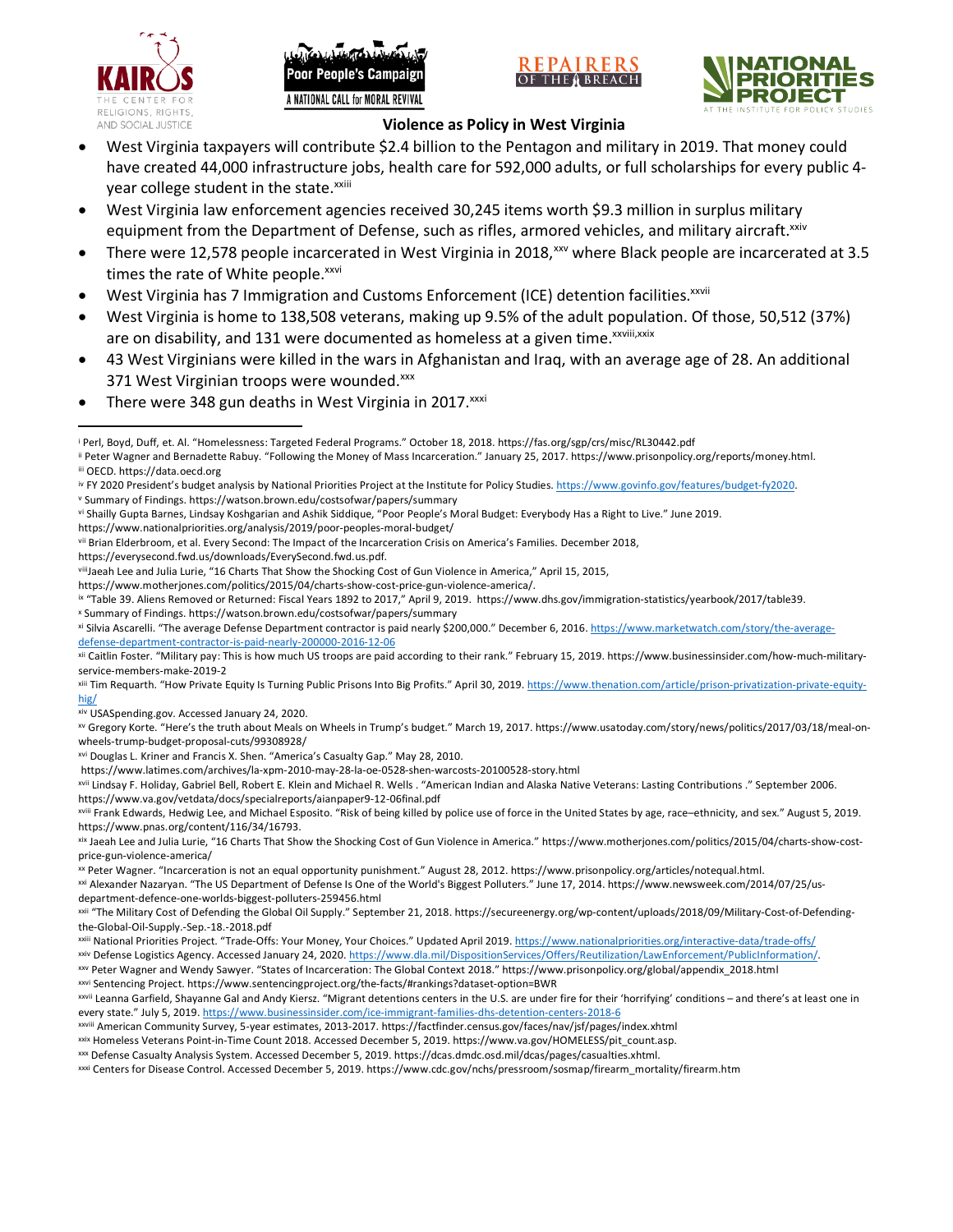## Violence as Policy in West Virginia

- West Virginia taxpayers will contribute $2.4 billion to the Pentagon and military in 2019. That money could have created 44,000 infrastructure jobs, health care for 592,000 adults, or full scholarships for every public 4-year college student in the state.[xxiii]
- West Virginia law enforcement agencies received 30,245 items worth $9.3 million in surplus military equipment from the Department of Defense, such as rifles, armored vehicles, and military aircraft.[xxiv]
- There were 12,578 people incarcerated in West Virginia in 2018,[xxv] where Black people are incarcerated at 3.5 times the rate of White people.[xxvi]
- West Virginia has 7 Immigration and Customs Enforcement (ICE) detention facilities.[xxvii]
- West Virginia is home to 138,508 veterans, making up 9.5% of the adult population. Of those, 50,512 (37%) are on disability, and 131 were documented as homeless at a given time.[xxviii,xxix]
- 43 West Virginians were killed in the wars in Afghanistan and Iraq, with an average age of 28. An additional 371 West Virginian troops were wounded.[xxx]
- There were 348 gun deaths in West Virginia in 2017.[xxxi]

---

[i] Perl, Boyd, Duff, et. Al. "Homelessness: Targeted Federal Programs." October 18, 2018. https://fas.org/sgp/crs/misc/RL30442.pdf

[ii] Peter Wagner and Bernadette Rabuy. "Following the Money of Mass Incarceration." January 25, 2017. https://www.prisonpolicy.org/reports/money.html.

[iii] OECD. https://data.oecd.org

[iv] FY 2020 President's budget analysis by National Priorities Project at the Institute for Policy Studies. https://www.govinfo.gov/features/budget-fy2020.

[v] Summary of Findings. https://watson.brown.edu/costsofwar/papers/summary

[vi] Shailly Gupta Barnes, Lindsay Koshgarian and Ashik Siddique, "Poor People's Moral Budget: Everybody Has a Right to Live." June 2019. https://www.nationalpriorities.org/analysis/2019/poor-peoples-moral-budget/

[vii] Brian Elderbroom, et al. Every Second: The Impact of the Incarceration Crisis on America's Families. December 2018, https://everysecond.fwd.us/downloads/EverySecond.fwd.us.pdf.

[viii] Jaeah Lee and Julia Lurie, "16 Charts That Show the Shocking Cost of Gun Violence in America," April 15, 2015, https://www.motherjones.com/politics/2015/04/charts-show-cost-price-gun-violence-america/.

[ix] "Table 39. Aliens Removed or Returned: Fiscal Years 1892 to 2017," April 9, 2019. https://www.dhs.gov/immigration-statistics/yearbook/2017/table39.

[x] Summary of Findings. https://watson.brown.edu/costsofwar/papers/summary

[xi] Silvia Ascarelli. "The average Defense Department contractor is paid nearly $200,000." December 6, 2016. https://www.marketwatch.com/story/the-average-defense-department-contractor-is-paid-nearly-200000-2016-12-06

[xii] Caitlin Foster. "Military pay: This is how much US troops are paid according to their rank." February 15, 2019. https://www.businessinsider.com/how-much-military-service-members-make-2019-2

[xiii] Tim Requarth. "How Private Equity Is Turning Public Prisons Into Big Profits." April 30, 2019. https://www.thenation.com/article/prison-privatization-private-equity-hig/

[xiv] USASpending.gov. Accessed January 24, 2020.

[xv] Gregory Korte. "Here's the truth about Meals on Wheels in Trump's budget." March 19, 2017. https://www.usatoday.com/story/news/politics/2017/03/18/meal-on-wheels-trump-budget-proposal-cuts/99308928/

[xvi] Douglas L. Kriner and Francis X. Shen. "America's Casualty Gap." May 28, 2010. https://www.latimes.com/archives/la-xpm-2010-may-28-la-oe-0528-shen-warcosts-20100528-story.html

[xvii] Lindsay F. Holiday, Gabriel Bell, Robert E. Klein and Michael R. Wells . "American Indian and Alaska Native Veterans: Lasting Contributions ." September 2006. https://www.va.gov/vetdata/docs/specialreports/aianpaper9-12-06final.pdf

[xviii] Frank Edwards, Hedwig Lee, and Michael Esposito. "Risk of being killed by police use of force in the United States by age, race–ethnicity, and sex." August 5, 2019. https://www.pnas.org/content/116/34/16793.

[xix] Jaeah Lee and Julia Lurie, "16 Charts That Show the Shocking Cost of Gun Violence in America." https://www.motherjones.com/politics/2015/04/charts-show-cost-price-gun-violence-america/

[xx] Peter Wagner. "Incarceration is not an equal opportunity punishment." August 28, 2012. https://www.prisonpolicy.org/articles/notequal.html.

[xxi] Alexander Nazaryan. "The US Department of Defense Is One of the World's Biggest Polluters." June 17, 2014. https://www.newsweek.com/2014/07/25/us-department-defence-one-worlds-biggest-polluters-259456.html

[xxii] "The Military Cost of Defending the Global Oil Supply." September 21, 2018. https://secureenergy.org/wp-content/uploads/2018/09/Military-Cost-of-Defending-the-Global-Oil-Supply.-Sep.-18.-2018.pdf

[xxiii] National Priorities Project. "Trade-Offs: Your Money, Your Choices." Updated April 2019. https://www.nationalpriorities.org/interactive-data/trade-offs/

[xxiv] Defense Logistics Agency. Accessed January 24, 2020. https://www.dla.mil/DispositionServices/Offers/Reutilization/LawEnforcement/PublicInformation/.

[xxv] Peter Wagner and Wendy Sawyer. "States of Incarceration: The Global Context 2018." https://www.prisonpolicy.org/global/appendix_2018.html

[xxvi] Sentencing Project. https://www.sentencingproject.org/the-facts/#rankings?dataset-option=BWR

[xxvii] Leanna Garfield, Shayanne Gal and Andy Kiersz. "Migrant detentions centers in the U.S. are under fire for their 'horrifying' conditions – and there's at least one in every state." July 5, 2019. https://www.businessinsider.com/ice-immigrant-families-dhs-detention-centers-2018-6

[xxviii] American Community Survey, 5-year estimates, 2013-2017. https://factfinder.census.gov/faces/nav/jsf/pages/index.xhtml

[xxix] Homeless Veterans Point-in-Time Count 2018. Accessed December 5, 2019. https://www.va.gov/HOMELESS/pit_count.asp.

[xxx] Defense Casualty Analysis System. Accessed December 5, 2019. https://dcas.dmdc.osd.mil/dcas/pages/casualties.xhtml.

[xxxi] Centers for Disease Control. Accessed December 5, 2019. https://www.cdc.gov/nchs/pressroom/sosmap/firearm_mortality/firearm.htm